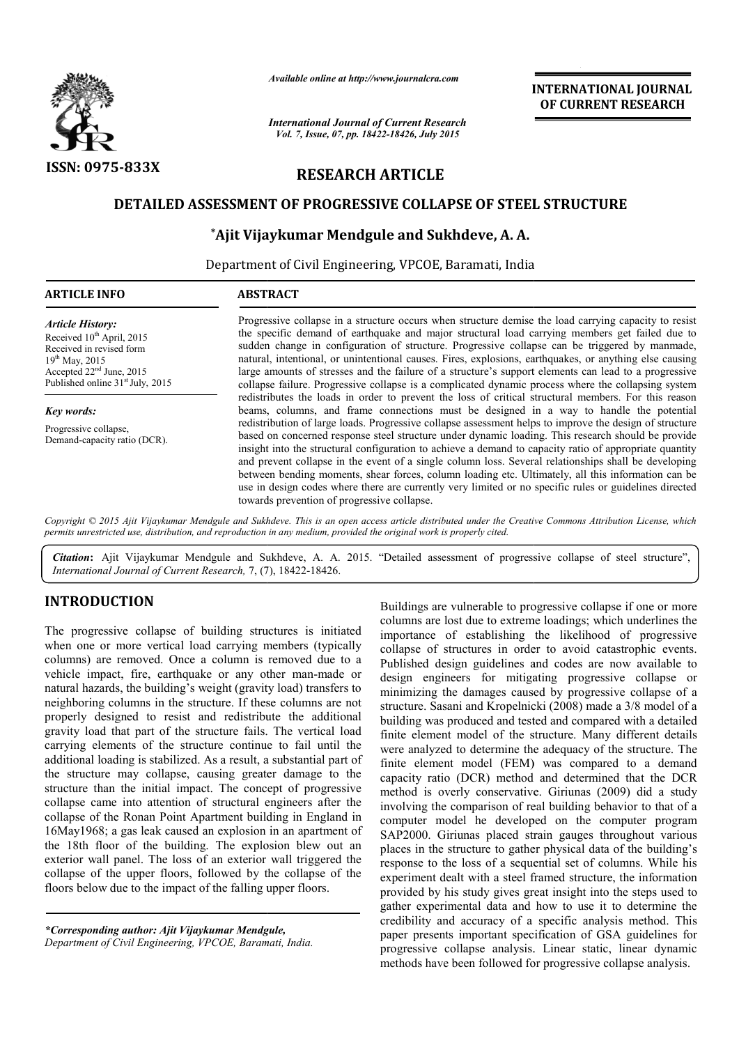ISSN: 0975-833X

Available online at http://www.journalcra.com

*International Journal of Current Research*
*Vol. 7, Issue, 07, pp. 18422-18426, July 2015*

**INTERNATIONAL JOURNAL OF CURRENT RESEARCH**

# RESEARCH ARTICLE

# DETAILED ASSESSMENT OF PROGRESSIVE COLLAPSE OF STEEL STRUCTURE

**\*Ajit Vijaykumar Mendgule and Sukhdeve, A. A.**

Department of Civil Engineering, VPCOE, Baramati, India

**ARTICLE INFO**

*Article History:*
Received 10th April, 2015
Received in revised form
19th May, 2015
Accepted 22nd June, 2015
Published online 31st July, 2015

*Key words:*
Progressive collapse,
Demand-capacity ratio (DCR).

**ABSTRACT**

Progressive collapse in a structure occurs when structure demise the load carrying capacity to resist the specific demand of earthquake and major structural load carrying members get failed due to sudden change in configuration of structure. Progressive collapse can be triggered by manmade, natural, intentional, or unintentional causes. Fires, explosions, earthquakes, or anything else causing large amounts of stresses and the failure of a structure's support elements can lead to a progressive collapse failure. Progressive collapse is a complicated dynamic process where the collapsing system redistributes the loads in order to prevent the loss of critical structural members. For this reason beams, columns, and frame connections must be designed in a way to handle the potential redistribution of large loads. Progressive collapse assessment helps to improve the design of structure based on concerned response steel structure under dynamic loading. This research should be provide insight into the structural configuration to achieve a demand to capacity ratio of appropriate quantity and prevent collapse in the event of a single column loss. Several relationships shall be developing between bending moments, shear forces, column loading etc. Ultimately, all this information can be use in design codes where there are currently very limited or no specific rules or guidelines directed towards prevention of progressive collapse.

*Copyright © 2015 Ajit Vijaykumar Mendgule and Sukhdeve. This is an open access article distributed under the Creative Commons Attribution License, which permits unrestricted use, distribution, and reproduction in any medium, provided the original work is properly cited.*

**Citation:** Ajit Vijaykumar Mendgule and Sukhdeve, A. A. 2015. "Detailed assessment of progressive collapse of steel structure", *International Journal of Current Research*, 7, (7), 18422-18426.

## INTRODUCTION

The progressive collapse of building structures is initiated when one or more vertical load carrying members (typically columns) are removed. Once a column is removed due to a vehicle impact, fire, earthquake or any other man-made or natural hazards, the building's weight (gravity load) transfers to neighboring columns in the structure. If these columns are not properly designed to resist and redistribute the additional gravity load that part of the structure fails. The vertical load carrying elements of the structure continue to fail until the additional loading is stabilized. As a result, a substantial part of the structure may collapse, causing greater damage to the structure than the initial impact. The concept of progressive collapse came into attention of structural engineers after the collapse of the Ronan Point Apartment building in England in 16May1968; a gas leak caused an explosion in an apartment of the 18th floor of the building. The explosion blew out an exterior wall panel. The loss of an exterior wall triggered the collapse of the upper floors, followed by the collapse of the floors below due to the impact of the falling upper floors.

Buildings are vulnerable to progressive collapse if one or more columns are lost due to extreme loadings; which underlines the importance of establishing the likelihood of progressive collapse of structures in order to avoid catastrophic events. Published design guidelines and codes are now available to design engineers for mitigating progressive collapse or minimizing the damages caused by progressive collapse of a structure. Sasani and Kropelnicki (2008) made a 3/8 model of a building was produced and tested and compared with a detailed finite element model of the structure. Many different details were analyzed to determine the adequacy of the structure. The finite element model (FEM) was compared to a demand capacity ratio (DCR) method and determined that the DCR method is overly conservative. Giriunas (2009) did a study involving the comparison of real building behavior to that of a computer model he developed on the computer program SAP2000. Giriunas placed strain gauges throughout various places in the structure to gather physical data of the building's response to the loss of a sequential set of columns. While his experiment dealt with a steel framed structure, the information provided by his study gives great insight into the steps used to gather experimental data and how to use it to determine the credibility and accuracy of a specific analysis method. This paper presents important specification of GSA guidelines for progressive collapse analysis. Linear static, linear dynamic methods have been followed for progressive collapse analysis.

*\*Corresponding author: Ajit Vijaykumar Mendgule,*
*Department of Civil Engineering, VPCOE, Baramati, India.*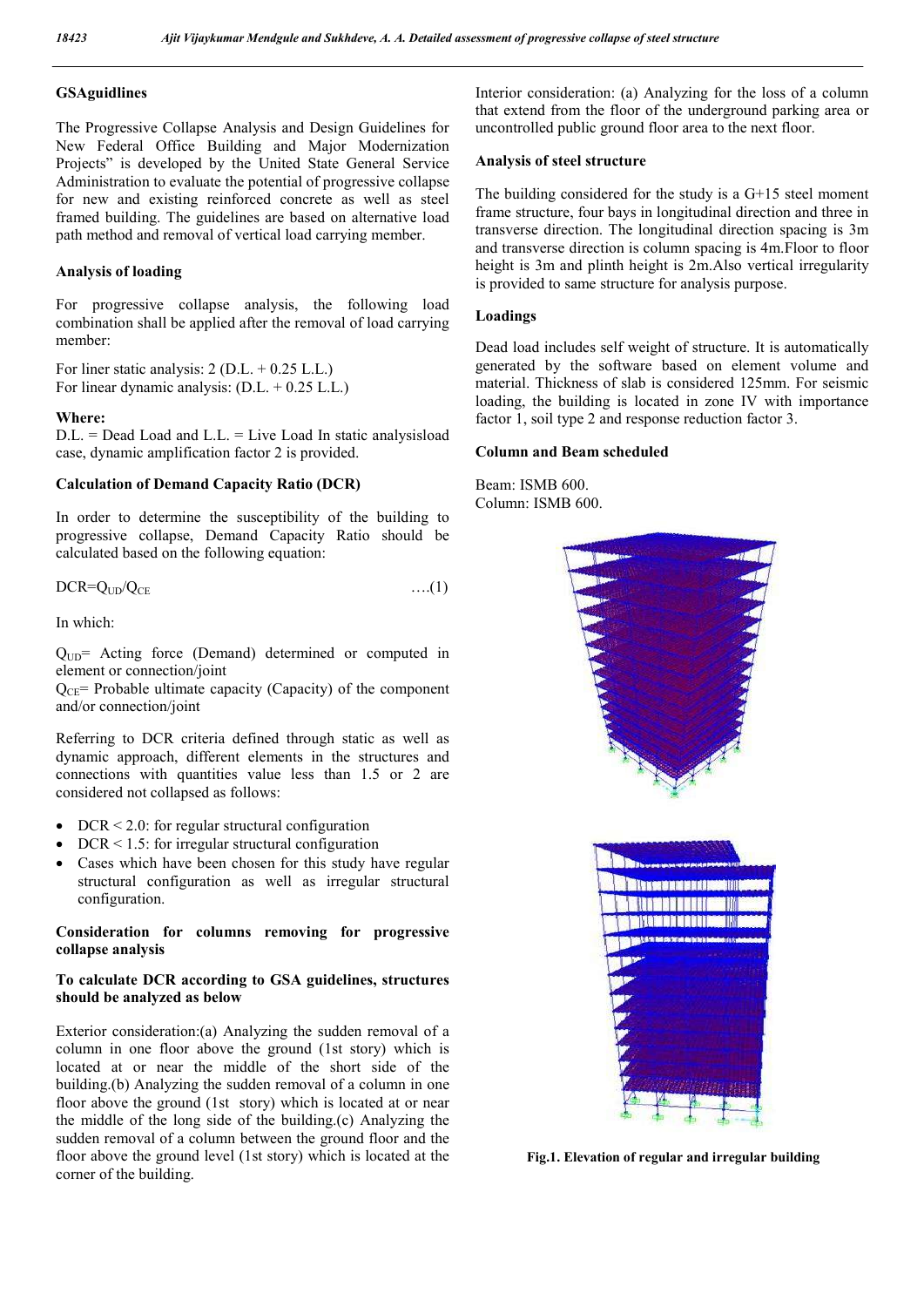### GSAguidlines

The Progressive Collapse Analysis and Design Guidelines for New Federal Office Building and Major Modernization Projects" is developed by the United State General Service Administration to evaluate the potential of progressive collapse for new and existing reinforced concrete as well as steel framed building. The guidelines are based on alternative load path method and removal of vertical load carrying member.

### Analysis of loading

For progressive collapse analysis, the following load combination shall be applied after the removal of load carrying member:

For liner static analysis: 2 (D.L. + 0.25 L.L.)
For linear dynamic analysis: (D.L. + 0.25 L.L.)

**Where:**
D.L. = Dead Load and L.L. = Live Load In static analysisload case, dynamic amplification factor 2 is provided.

### Calculation of Demand Capacity Ratio (DCR)

In order to determine the susceptibility of the building to progressive collapse, Demand Capacity Ratio should be calculated based on the following equation:

$$DCR=Q_{UD}/Q_{CE} \qquad ....(1)$$

In which:

$Q_{UD}$= Acting force (Demand) determined or computed in element or connection/joint
$Q_{CE}$= Probable ultimate capacity (Capacity) of the component and/or connection/joint

Referring to DCR criteria defined through static as well as dynamic approach, different elements in the structures and connections with quantities value less than 1.5 or 2 are considered not collapsed as follows:

- DCR < 2.0: for regular structural configuration
- DCR < 1.5: for irregular structural configuration
- Cases which have been chosen for this study have regular structural configuration as well as irregular structural configuration.

### Consideration for columns removing for progressive collapse analysis

### To calculate DCR according to GSA guidelines, structures should be analyzed as below

Exterior consideration:(a) Analyzing the sudden removal of a column in one floor above the ground (1st story) which is located at or near the middle of the short side of the building.(b) Analyzing the sudden removal of a column in one floor above the ground (1st story) which is located at or near the middle of the long side of the building.(c) Analyzing the sudden removal of a column between the ground floor and the floor above the ground level (1st story) which is located at the corner of the building.

Interior consideration: (a) Analyzing for the loss of a column that extend from the floor of the underground parking area or uncontrolled public ground floor area to the next floor.

### Analysis of steel structure

The building considered for the study is a G+15 steel moment frame structure, four bays in longitudinal direction and three in transverse direction. The longitudinal direction spacing is 3m and transverse direction is column spacing is 4m.Floor to floor height is 3m and plinth height is 2m.Also vertical irregularity is provided to same structure for analysis purpose.

### Loadings

Dead load includes self weight of structure. It is automatically generated by the software based on element volume and material. Thickness of slab is considered 125mm. For seismic loading, the building is located in zone IV with importance factor 1, soil type 2 and response reduction factor 3.

### Column and Beam scheduled

Beam: ISMB 600.
Column: ISMB 600.

**Fig.1. Elevation of regular and irregular building**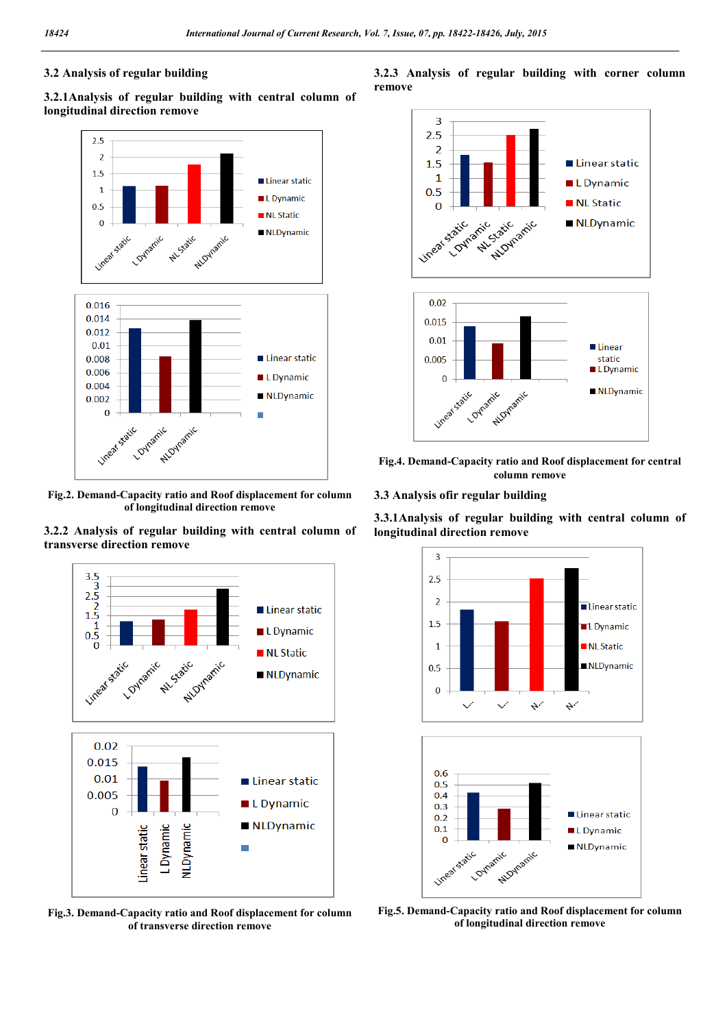### 3.2 Analysis of regular building

#### 3.2.1Analysis of regular building with central column of longitudinal direction remove

Fig.2. Demand-Capacity ratio and Roof displacement for column of longitudinal direction remove

#### 3.2.2 Analysis of regular building with central column of transverse direction remove

Fig.3. Demand-Capacity ratio and Roof displacement for column of transverse direction remove

#### 3.2.3 Analysis of regular building with corner column remove

Fig.4. Demand-Capacity ratio and Roof displacement for central column remove

### 3.3 Analysis ofir regular building

#### 3.3.1Analysis of regular building with central column of longitudinal direction remove

Fig.5. Demand-Capacity ratio and Roof displacement for column of longitudinal direction remove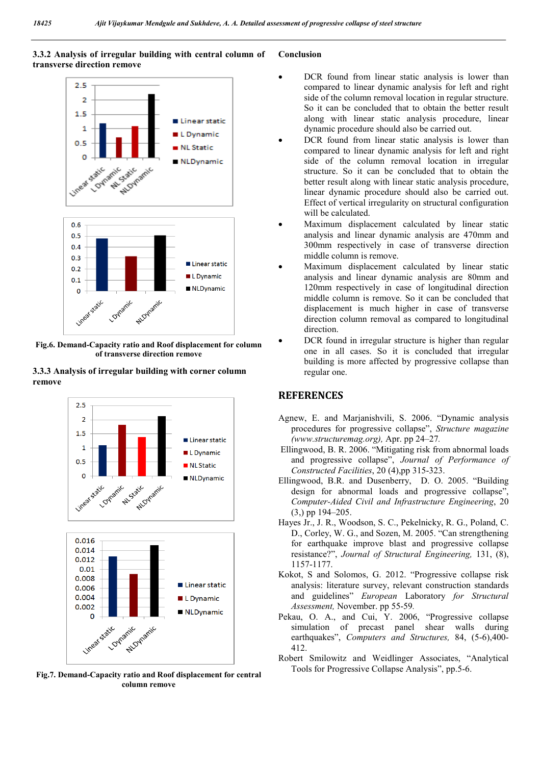### 3.3.2 Analysis of irregular building with central column of transverse direction remove

**Fig.6. Demand-Capacity ratio and Roof displacement for column of transverse direction remove**

### 3.3.3 Analysis of irregular building with corner column remove

**Fig.7. Demand-Capacity ratio and Roof displacement for central column remove**

## Conclusion

- DCR found from linear static analysis is lower than compared to linear dynamic analysis for left and right side of the column removal location in regular structure. So it can be concluded that to obtain the better result along with linear static analysis procedure, linear dynamic procedure should also be carried out.
- DCR found from linear static analysis is lower than compared to linear dynamic analysis for left and right side of the column removal location in irregular structure. So it can be concluded that to obtain the better result along with linear static analysis procedure, linear dynamic procedure should also be carried out. Effect of vertical irregularity on structural configuration will be calculated.
- Maximum displacement calculated by linear static analysis and linear dynamic analysis are 470mm and 300mm respectively in case of transverse direction middle column is remove.
- Maximum displacement calculated by linear static analysis and linear dynamic analysis are 80mm and 120mm respectively in case of longitudinal direction middle column is remove. So it can be concluded that displacement is much higher in case of transverse direction column removal as compared to longitudinal direction.
- DCR found in irregular structure is higher than regular one in all cases. So it is concluded that irregular building is more affected by progressive collapse than regular one.

## REFERENCES

Agnew, E. and Marjanishvili, S. 2006. "Dynamic analysis procedures for progressive collapse", *Structure magazine (www.structuremag.org),* Apr. pp 24–27.

Ellingwood, B. R. 2006. "Mitigating risk from abnormal loads and progressive collapse", *Journal of Performance of Constructed Facilities*, 20 (4),pp 315-323.

Ellingwood, B.R. and Dusenberry, D. O. 2005. "Building design for abnormal loads and progressive collapse", *Computer-Aided Civil and Infrastructure Engineering*, 20 (3,) pp 194–205.

Hayes Jr., J. R., Woodson, S. C., Pekelnicky, R. G., Poland, C. D., Corley, W. G., and Sozen, M. 2005. "Can strengthening for earthquake improve blast and progressive collapse resistance?", *Journal of Structural Engineering,* 131, (8), 1157-1177.

Kokot, S and Solomos, G. 2012. "Progressive collapse risk analysis: literature survey, relevant construction standards and guidelines" *European* Laboratory *for Structural Assessment,* November. pp 55-59.

Pekau, O. A., and Cui, Y. 2006, "Progressive collapse simulation of precast panel shear walls during earthquakes", *Computers and Structures,* 84, (5-6),400-412.

Robert Smilowitz and Weidlinger Associates, "Analytical Tools for Progressive Collapse Analysis", pp.5-6.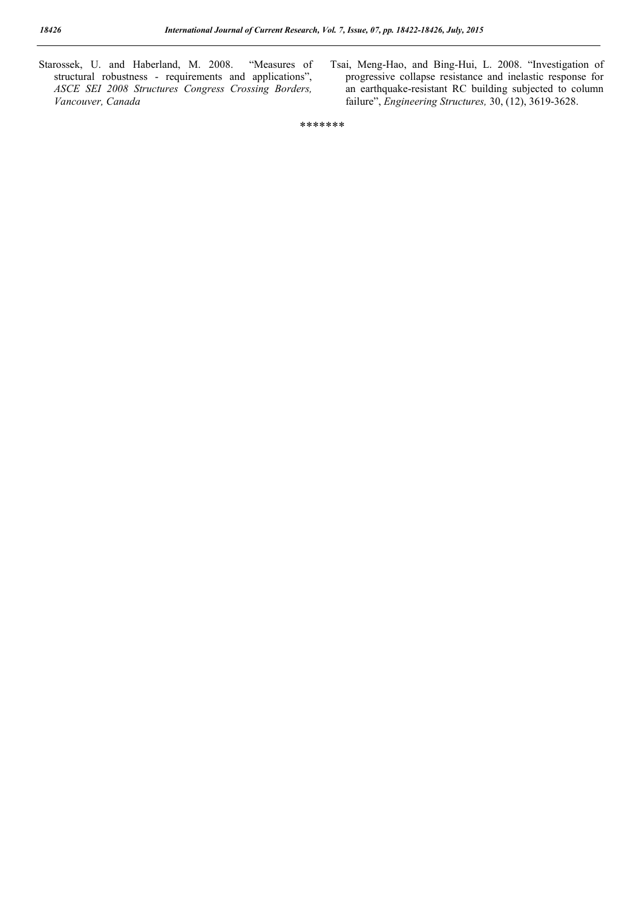Starossek, U. and Haberland, M. 2008. "Measures of structural robustness - requirements and applications", *ASCE SEI 2008 Structures Congress Crossing Borders, Vancouver, Canada*

Tsai, Meng-Hao, and Bing-Hui, L. 2008. "Investigation of progressive collapse resistance and inelastic response for an earthquake-resistant RC building subjected to column failure", *Engineering Structures,* 30, (12), 3619-3628.

*******